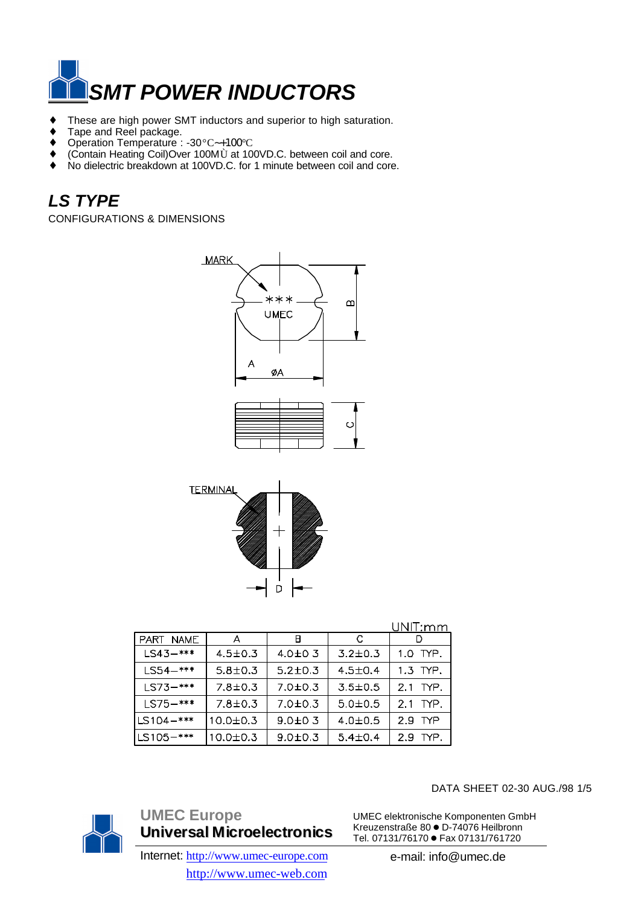# SMT POWER INDUCTORS

- These are high power SMT inductors and superior to high saturation.
- Tape and Reel package.
- Operation Temperature : -30°C~+100°C
- (Contain Heating Coil)Over 100MÙ at 100VD.C. between coil and core.
- No dielectric breakdown at 100VD.C. for 1 minute between coil and core.

## LS TYPE

CONFIGURATIONS & DIMENSIONS

UNIT:mm

| PART NAME | A | B | C | D |
|---|---|---|---|---|
| LS43-*** | 4.5±0.3 | 4.0±0 3 | 3.2±0.3 | 1.0 TYP. |
| LS54-*** | 5.8±0.3 | 5.2±0.3 | 4.5±0.4 | 1.3 TYP. |
| LS73-*** | 7.8±0.3 | 7.0±0.3 | 3.5±0.5 | 2.1 TYP. |
| LS75-*** | 7.8±0.3 | 7.0±0.3 | 5.0±0.5 | 2.1 TYP. |
| LS104-*** | 10.0±0.3 | 9.0±0 3 | 4.0±0.5 | 2.9 TYP |
| LS105-*** | 10.0±0.3 | 9.0±0.3 | 5.4±0.4 | 2.9 TYP. |

DATA SHEET 02-30 AUG./98

**UMEC Europe**
**Universal Microelectronics**

UMEC elektronische Komponenten GmbH
Kreuzenstraße 80 ● D-74076 Heilbronn
Tel. 07131/76170 ● Fax 07131/761720

Internet: http://www.umec-europe.com
http://www.umec-web.com

e-mail: info@umec.de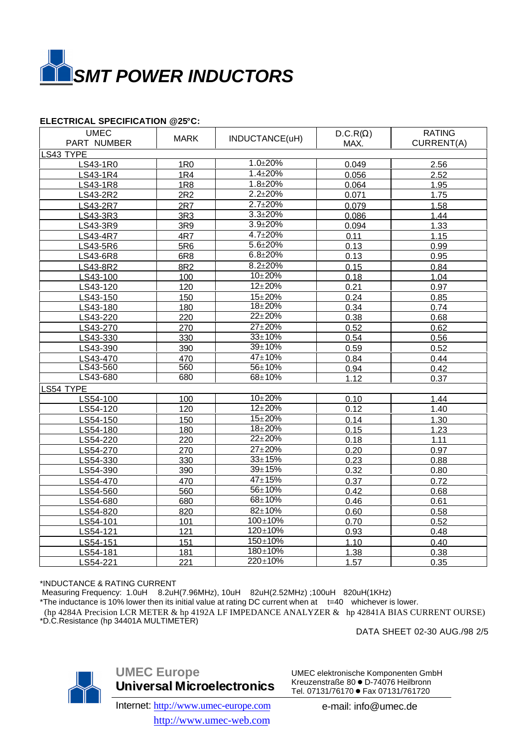# SMT POWER INDUCTORS

**ELECTRICAL SPECIFICATION @25°C:**

| UMEC PART NUMBER | MARK | INDUCTANCE(uH) | D.C.R(Ω) MAX. | RATING CURRENT(A) |
|---|---|---|---|---|
| LS43 TYPE | | | | |
| LS43-1R0 | 1R0 | 1.0±20% | 0.049 | 2.56 |
| LS43-1R4 | 1R4 | 1.4±20% | 0.056 | 2.52 |
| LS43-1R8 | 1R8 | 1.8±20% | 0.064 | 1.95 |
| LS43-2R2 | 2R2 | 2.2±20% | 0.071 | 1.75 |
| LS43-2R7 | 2R7 | 2.7±20% | 0.079 | 1.58 |
| LS43-3R3 | 3R3 | 3.3±20% | 0.086 | 1.44 |
| LS43-3R9 | 3R9 | 3.9±20% | 0.094 | 1.33 |
| LS43-4R7 | 4R7 | 4.7±20% | 0.11 | 1.15 |
| LS43-5R6 | 5R6 | 5.6±20% | 0.13 | 0.99 |
| LS43-6R8 | 6R8 | 6.8±20% | 0.13 | 0.95 |
| LS43-8R2 | 8R2 | 8.2±20% | 0.15 | 0.84 |
| LS43-100 | 100 | 10±20% | 0.18 | 1.04 |
| LS43-120 | 120 | 12±20% | 0.21 | 0.97 |
| LS43-150 | 150 | 15±20% | 0.24 | 0.85 |
| LS43-180 | 180 | 18±20% | 0.34 | 0.74 |
| LS43-220 | 220 | 22±20% | 0.38 | 0.68 |
| LS43-270 | 270 | 27±20% | 0.52 | 0.62 |
| LS43-330 | 330 | 33±10% | 0.54 | 0.56 |
| LS43-390 | 390 | 39±10% | 0.59 | 0.52 |
| LS43-470 | 470 | 47±10% | 0.84 | 0.44 |
| LS43-560 | 560 | 56±10% | 0.94 | 0.42 |
| LS43-680 | 680 | 68±10% | 1.12 | 0.37 |
| LS54 TYPE | | | | |
| LS54-100 | 100 | 10±20% | 0.10 | 1.44 |
| LS54-120 | 120 | 12±20% | 0.12 | 1.40 |
| LS54-150 | 150 | 15±20% | 0.14 | 1.30 |
| LS54-180 | 180 | 18±20% | 0.15 | 1.23 |
| LS54-220 | 220 | 22±20% | 0.18 | 1.11 |
| LS54-270 | 270 | 27±20% | 0.20 | 0.97 |
| LS54-330 | 330 | 33±15% | 0.23 | 0.88 |
| LS54-390 | 390 | 39±15% | 0.32 | 0.80 |
| LS54-470 | 470 | 47±15% | 0.37 | 0.72 |
| LS54-560 | 560 | 56±10% | 0.42 | 0.68 |
| LS54-680 | 680 | 68±10% | 0.46 | 0.61 |
| LS54-820 | 820 | 82±10% | 0.60 | 0.58 |
| LS54-101 | 101 | 100±10% | 0.70 | 0.52 |
| LS54-121 | 121 | 120±10% | 0.93 | 0.48 |
| LS54-151 | 151 | 150±10% | 1.10 | 0.40 |
| LS54-181 | 181 | 180±10% | 1.38 | 0.38 |
| LS54-221 | 221 | 220±10% | 1.57 | 0.35 |

*INDUCTANCE & RATING CURRENT
Measuring Frequency: 1.0uH 8.2uH(7.96MHz), 10uH 82uH(2.52MHz) ;100uH 820uH(1KHz)
*The inductance is 10% lower then its initial value at rating DC current when at t=40 whichever is lower.
(hp 4284A Precision LCR METER & hp 4192A LF IMPEDANCE ANALYZER & hp 42841A BIAS CURRENT OURSE)
*D.C.Resistance (hp 34401A MULTIMETER)

DATA SHEET 02-30 AUG./98 2/5

**UMEC Europe**
**Universal Microelectronics**

UMEC elektronische Komponenten GmbH
Kreuzenstraße 80 ● D-74076 Heilbronn
Tel. 07131/76170 ● Fax 07131/761720

Internet: http://www.umec-europe.com
http://www.umec-web.com

e-mail: info@umec.de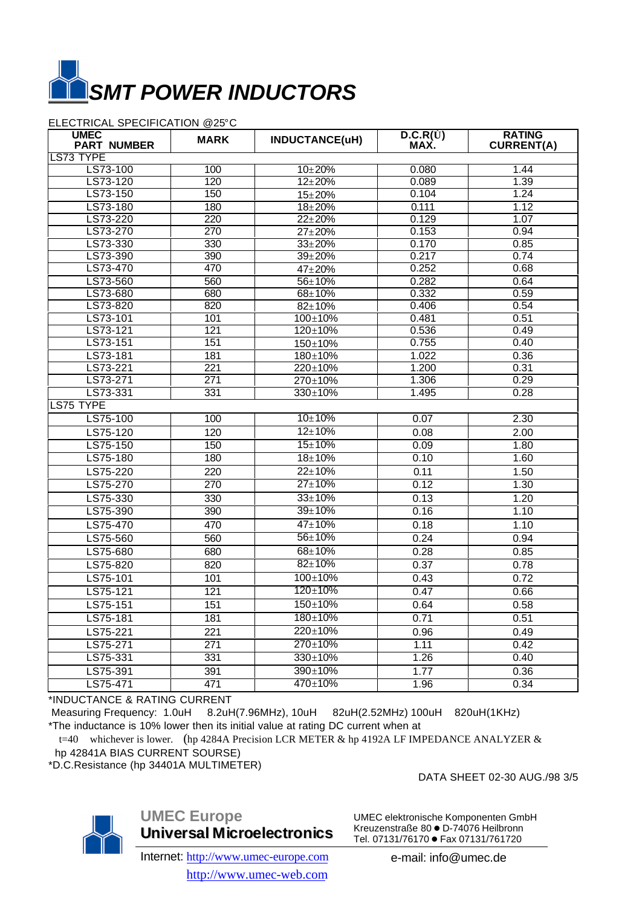# SMT POWER INDUCTORS

ELECTRICAL SPECIFICATION @25°C

| UMEC PART NUMBER | MARK | INDUCTANCE(uH) | D.C.R(Ω) MAX. | RATING CURRENT(A) |
|---|---|---|---|---|
| LS73 TYPE | | | | |
| LS73-100 | 100 | 10±20% | 0.080 | 1.44 |
| LS73-120 | 120 | 12±20% | 0.089 | 1.39 |
| LS73-150 | 150 | 15±20% | 0.104 | 1.24 |
| LS73-180 | 180 | 18±20% | 0.111 | 1.12 |
| LS73-220 | 220 | 22±20% | 0.129 | 1.07 |
| LS73-270 | 270 | 27±20% | 0.153 | 0.94 |
| LS73-330 | 330 | 33±20% | 0.170 | 0.85 |
| LS73-390 | 390 | 39±20% | 0.217 | 0.74 |
| LS73-470 | 470 | 47±20% | 0.252 | 0.68 |
| LS73-560 | 560 | 56±10% | 0.282 | 0.64 |
| LS73-680 | 680 | 68±10% | 0.332 | 0.59 |
| LS73-820 | 820 | 82±10% | 0.406 | 0.54 |
| LS73-101 | 101 | 100±10% | 0.481 | 0.51 |
| LS73-121 | 121 | 120±10% | 0.536 | 0.49 |
| LS73-151 | 151 | 150±10% | 0.755 | 0.40 |
| LS73-181 | 181 | 180±10% | 1.022 | 0.36 |
| LS73-221 | 221 | 220±10% | 1.200 | 0.31 |
| LS73-271 | 271 | 270±10% | 1.306 | 0.29 |
| LS73-331 | 331 | 330±10% | 1.495 | 0.28 |
| LS75 TYPE | | | | |
| LS75-100 | 100 | 10±10% | 0.07 | 2.30 |
| LS75-120 | 120 | 12±10% | 0.08 | 2.00 |
| LS75-150 | 150 | 15±10% | 0.09 | 1.80 |
| LS75-180 | 180 | 18±10% | 0.10 | 1.60 |
| LS75-220 | 220 | 22±10% | 0.11 | 1.50 |
| LS75-270 | 270 | 27±10% | 0.12 | 1.30 |
| LS75-330 | 330 | 33±10% | 0.13 | 1.20 |
| LS75-390 | 390 | 39±10% | 0.16 | 1.10 |
| LS75-470 | 470 | 47±10% | 0.18 | 1.10 |
| LS75-560 | 560 | 56±10% | 0.24 | 0.94 |
| LS75-680 | 680 | 68±10% | 0.28 | 0.85 |
| LS75-820 | 820 | 82±10% | 0.37 | 0.78 |
| LS75-101 | 101 | 100±10% | 0.43 | 0.72 |
| LS75-121 | 121 | 120±10% | 0.47 | 0.66 |
| LS75-151 | 151 | 150±10% | 0.64 | 0.58 |
| LS75-181 | 181 | 180±10% | 0.71 | 0.51 |
| LS75-221 | 221 | 220±10% | 0.96 | 0.49 |
| LS75-271 | 271 | 270±10% | 1.11 | 0.42 |
| LS75-331 | 331 | 330±10% | 1.26 | 0.40 |
| LS75-391 | 391 | 390±10% | 1.77 | 0.36 |
| LS75-471 | 471 | 470±10% | 1.96 | 0.34 |

*INDUCTANCE & RATING CURRENT

Measuring Frequency: 1.0uH 8.2uH(7.96MHz), 10uH 82uH(2.52MHz) 100uH 820uH(1KHz)

*The inductance is 10% lower then its initial value at rating DC current when at

t=40 whichever is lower. (hp 4284A Precision LCR METER & hp 4192A LF IMPEDANCE ANALYZER & hp 42841A BIAS CURRENT SOURSE)

*D.C.Resistance (hp 34401A MULTIMETER)

DATA SHEET 02-30 AUG./98 3/5

**UMEC Europe**
**Universal Microelectronics**

UMEC elektronische Komponenten GmbH
Kreuzenstraße 80 ● D-74076 Heilbronn
Tel. 07131/76170 ● Fax 07131/761720

Internet: http://www.umec-europe.com
http://www.umec-web.com

e-mail: info@umec.de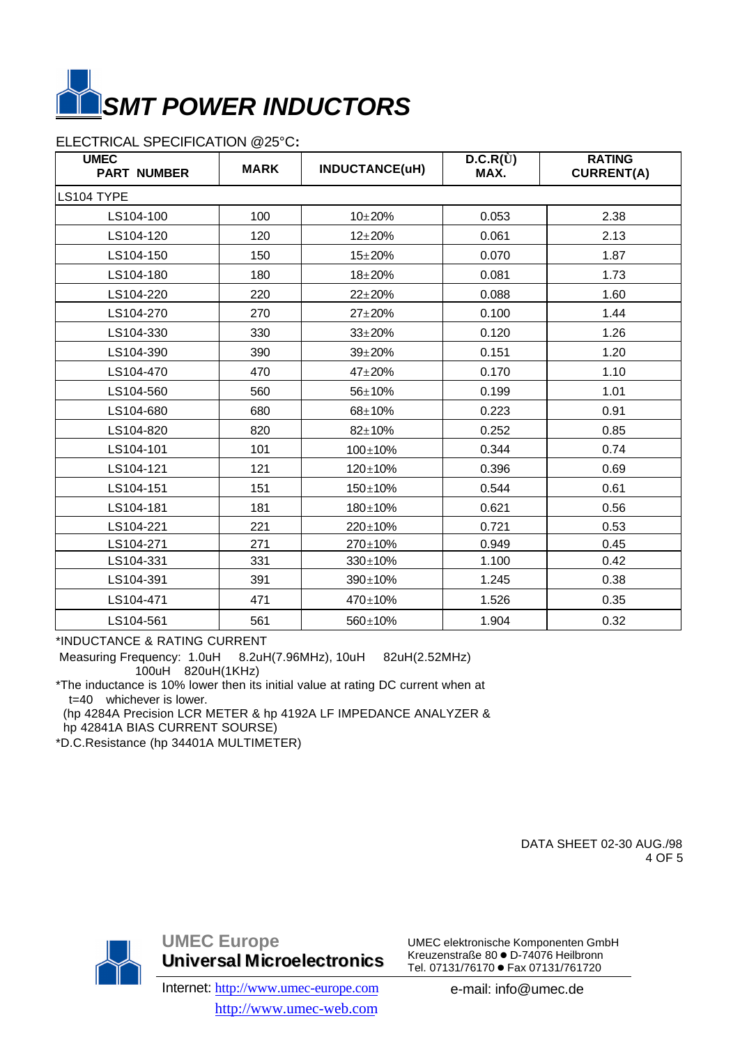# SMT POWER INDUCTORS

ELECTRICAL SPECIFICATION @25°C**:**

| UMEC PART NUMBER | MARK | INDUCTANCE(uH) | D.C.R(Ω) MAX. | RATING CURRENT(A) |
|---|---|---|---|---|
| LS104 TYPE | | | | |
| LS104-100 | 100 | 10±20% | 0.053 | 2.38 |
| LS104-120 | 120 | 12±20% | 0.061 | 2.13 |
| LS104-150 | 150 | 15±20% | 0.070 | 1.87 |
| LS104-180 | 180 | 18±20% | 0.081 | 1.73 |
| LS104-220 | 220 | 22±20% | 0.088 | 1.60 |
| LS104-270 | 270 | 27±20% | 0.100 | 1.44 |
| LS104-330 | 330 | 33±20% | 0.120 | 1.26 |
| LS104-390 | 390 | 39±20% | 0.151 | 1.20 |
| LS104-470 | 470 | 47±20% | 0.170 | 1.10 |
| LS104-560 | 560 | 56±10% | 0.199 | 1.01 |
| LS104-680 | 680 | 68±10% | 0.223 | 0.91 |
| LS104-820 | 820 | 82±10% | 0.252 | 0.85 |
| LS104-101 | 101 | 100±10% | 0.344 | 0.74 |
| LS104-121 | 121 | 120±10% | 0.396 | 0.69 |
| LS104-151 | 151 | 150±10% | 0.544 | 0.61 |
| LS104-181 | 181 | 180±10% | 0.621 | 0.56 |
| LS104-221 | 221 | 220±10% | 0.721 | 0.53 |
| LS104-271 | 271 | 270±10% | 0.949 | 0.45 |
| LS104-331 | 331 | 330±10% | 1.100 | 0.42 |
| LS104-391 | 391 | 390±10% | 1.245 | 0.38 |
| LS104-471 | 471 | 470±10% | 1.526 | 0.35 |
| LS104-561 | 561 | 560±10% | 1.904 | 0.32 |

*INDUCTANCE & RATING CURRENT

Measuring Frequency: 1.0uH  8.2uH(7.96MHz), 10uH  82uH(2.52MHz)
100uH  820uH(1KHz)

*The inductance is 10% lower then its initial value at rating DC current when at
t=40  whichever is lower.

(hp 4284A Precision LCR METER & hp 4192A LF IMPEDANCE ANALYZER &
hp 42841A BIAS CURRENT SOURSE)

*D.C.Resistance (hp 34401A MULTIMETER)

DATA SHEET 02-30 AUG./98

**UMEC Europe**
**Universal Microelectronics**

UMEC elektronische Komponenten GmbH
Kreuzenstraße 80 ● D-74076 Heilbronn
Tel. 07131/76170 ● Fax 07131/761720

Internet: http://www.umec-europe.com
http://www.umec-web.com

e-mail: info@umec.de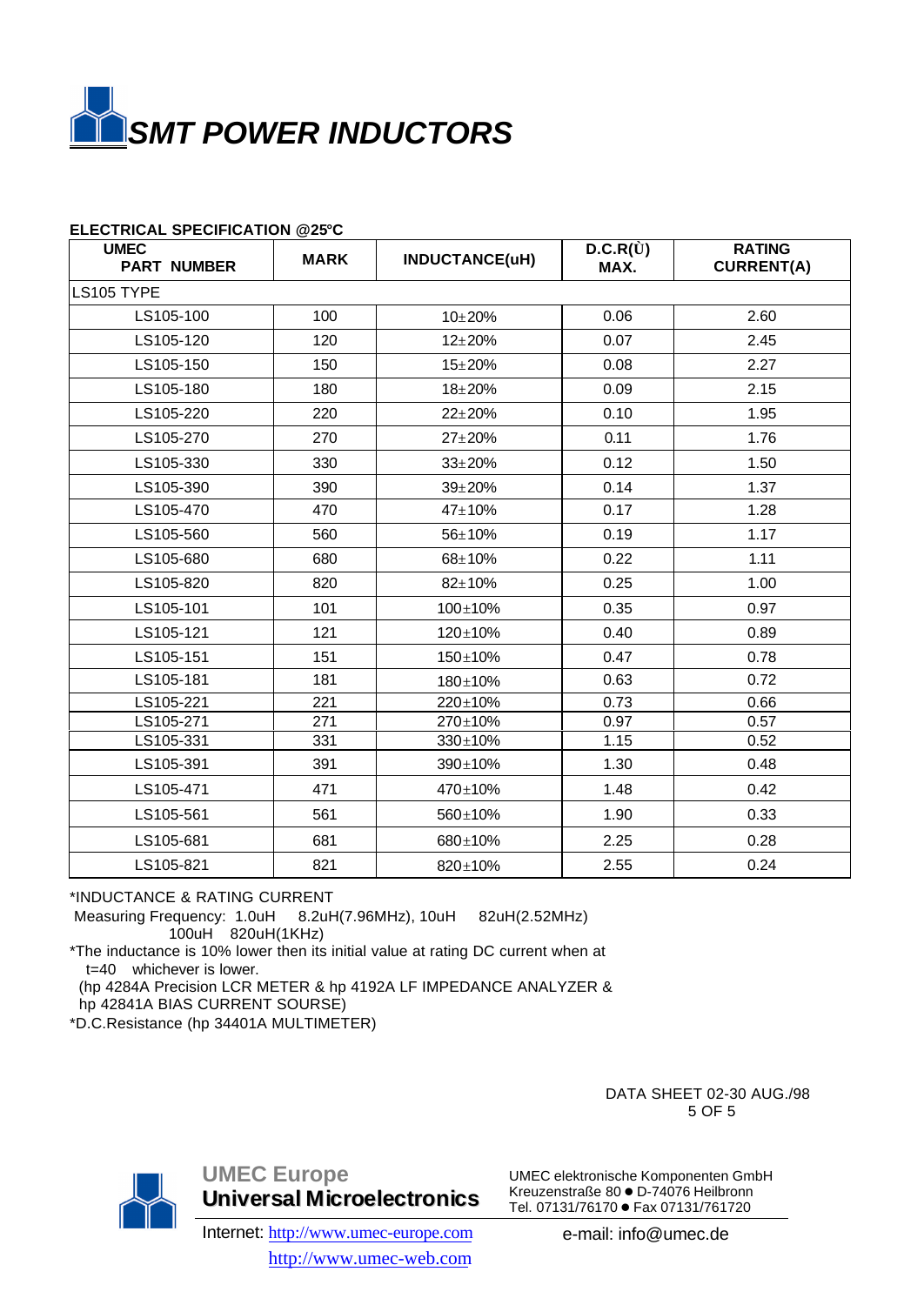# SMT POWER INDUCTORS

**ELECTRICAL SPECIFICATION @25℃**

| UMEC PART NUMBER | MARK | INDUCTANCE(uH) | D.C.R(Ù) MAX. | RATING CURRENT(A) |
|---|---|---|---|---|
| LS105 TYPE | | | | |
| LS105-100 | 100 | 10±20% | 0.06 | 2.60 |
| LS105-120 | 120 | 12±20% | 0.07 | 2.45 |
| LS105-150 | 150 | 15±20% | 0.08 | 2.27 |
| LS105-180 | 180 | 18±20% | 0.09 | 2.15 |
| LS105-220 | 220 | 22±20% | 0.10 | 1.95 |
| LS105-270 | 270 | 27±20% | 0.11 | 1.76 |
| LS105-330 | 330 | 33±20% | 0.12 | 1.50 |
| LS105-390 | 390 | 39±20% | 0.14 | 1.37 |
| LS105-470 | 470 | 47±10% | 0.17 | 1.28 |
| LS105-560 | 560 | 56±10% | 0.19 | 1.17 |
| LS105-680 | 680 | 68±10% | 0.22 | 1.11 |
| LS105-820 | 820 | 82±10% | 0.25 | 1.00 |
| LS105-101 | 101 | 100±10% | 0.35 | 0.97 |
| LS105-121 | 121 | 120±10% | 0.40 | 0.89 |
| LS105-151 | 151 | 150±10% | 0.47 | 0.78 |
| LS105-181 | 181 | 180±10% | 0.63 | 0.72 |
| LS105-221 | 221 | 220±10% | 0.73 | 0.66 |
| LS105-271 | 271 | 270±10% | 0.97 | 0.57 |
| LS105-331 | 331 | 330±10% | 1.15 | 0.52 |
| LS105-391 | 391 | 390±10% | 1.30 | 0.48 |
| LS105-471 | 471 | 470±10% | 1.48 | 0.42 |
| LS105-561 | 561 | 560±10% | 1.90 | 0.33 |
| LS105-681 | 681 | 680±10% | 2.25 | 0.28 |
| LS105-821 | 821 | 820±10% | 2.55 | 0.24 |

*INDUCTANCE & RATING CURRENT
Measuring Frequency: 1.0uH 8.2uH(7.96MHz), 10uH 82uH(2.52MHz)
100uH 820uH(1KHz)

*The inductance is 10% lower then its initial value at rating DC current when at t=40 whichever is lower.
(hp 4284A Precision LCR METER & hp 4192A LF IMPEDANCE ANALYZER & hp 42841A BIAS CURRENT SOURSE)

*D.C.Resistance (hp 34401A MULTIMETER)

DATA SHEET 02-30 AUG./98

**UMEC Europe**
**Universal Microelectronics**

UMEC elektronische Komponenten GmbH
Kreuzenstraße 80 ● D-74076 Heilbronn
Tel. 07131/76170 ● Fax 07131/761720

Internet: http://www.umec-europe.com
http://www.umec-web.com

e-mail: info@umec.de